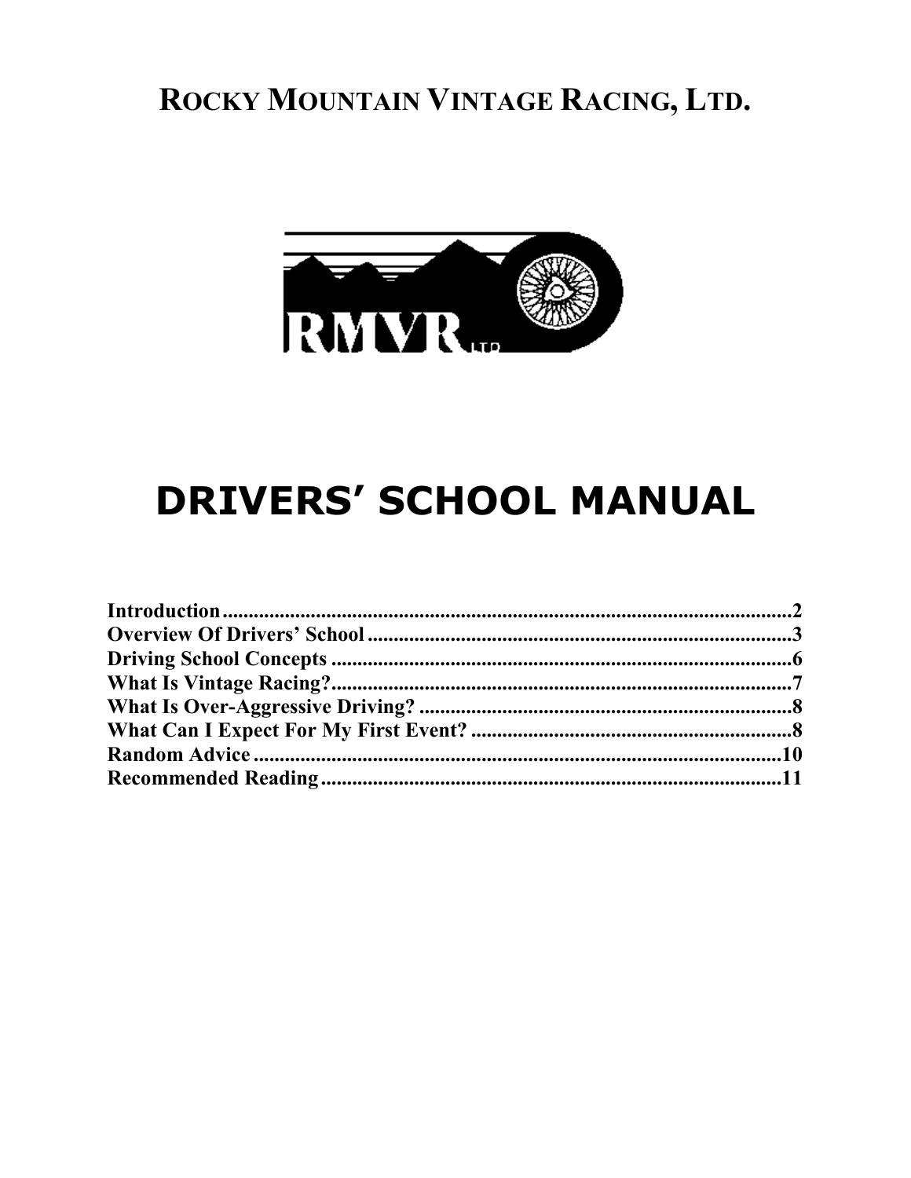# ROCKY MOUNTAIN VINTAGE RACING, LTD.

# DRIVERS' SCHOOL MANUAL

**Introduction**................................................................................................2
**Overview Of Drivers' School**...................................................................3
**Driving School Concepts**..........................................................................6
**What Is Vintage Racing?**...........................................................................7
**What Is Over-Aggressive Driving?**..........................................................8
**What Can I Expect For My First Event?**...............................................8
**Random Advice**........................................................................................10
**Recommended Reading**..........................................................................11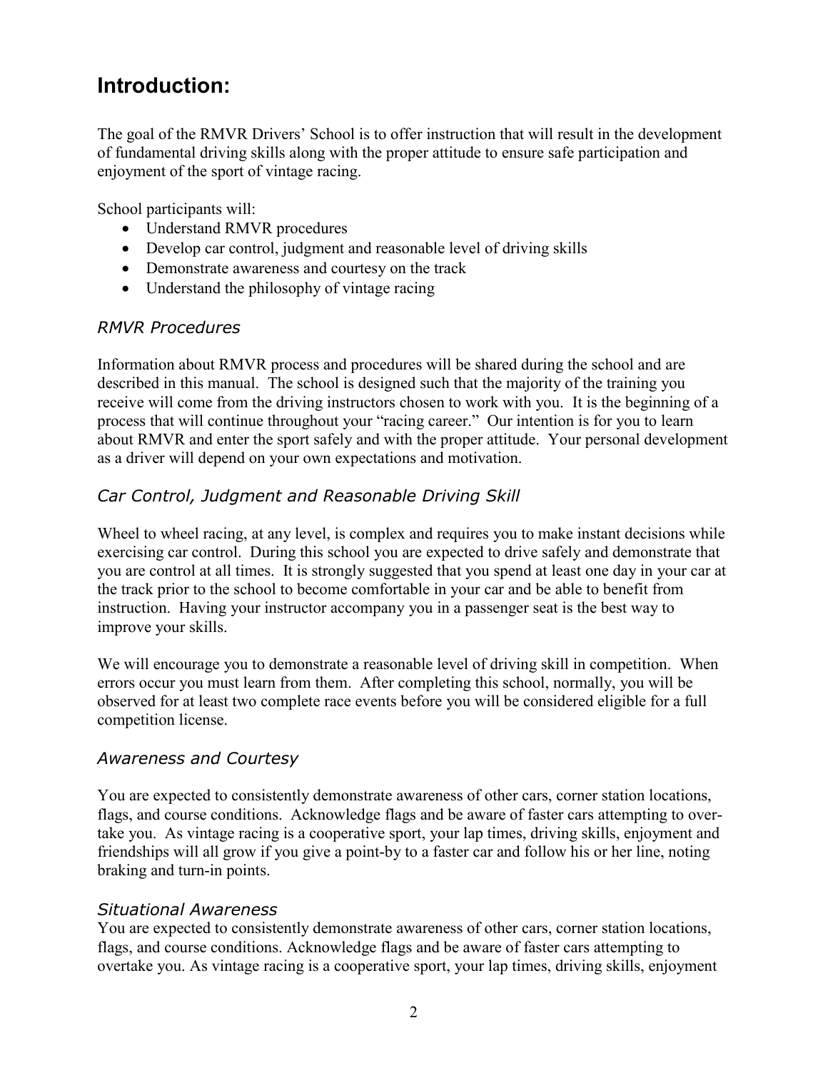## Introduction:

The goal of the RMVR Drivers' School is to offer instruction that will result in the development of fundamental driving skills along with the proper attitude to ensure safe participation and enjoyment of the sport of vintage racing.

School participants will:

- Understand RMVR procedures
- Develop car control, judgment and reasonable level of driving skills
- Demonstrate awareness and courtesy on the track
- Understand the philosophy of vintage racing

### *RMVR Procedures*

Information about RMVR process and procedures will be shared during the school and are described in this manual. The school is designed such that the majority of the training you receive will come from the driving instructors chosen to work with you. It is the beginning of a process that will continue throughout your "racing career." Our intention is for you to learn about RMVR and enter the sport safely and with the proper attitude. Your personal development as a driver will depend on your own expectations and motivation.

### *Car Control, Judgment and Reasonable Driving Skill*

Wheel to wheel racing, at any level, is complex and requires you to make instant decisions while exercising car control. During this school you are expected to drive safely and demonstrate that you are control at all times. It is strongly suggested that you spend at least one day in your car at the track prior to the school to become comfortable in your car and be able to benefit from instruction. Having your instructor accompany you in a passenger seat is the best way to improve your skills.

We will encourage you to demonstrate a reasonable level of driving skill in competition. When errors occur you must learn from them. After completing this school, normally, you will be observed for at least two complete race events before you will be considered eligible for a full competition license.

### *Awareness and Courtesy*

You are expected to consistently demonstrate awareness of other cars, corner station locations, flags, and course conditions. Acknowledge flags and be aware of faster cars attempting to over-take you. As vintage racing is a cooperative sport, your lap times, driving skills, enjoyment and friendships will all grow if you give a point-by to a faster car and follow his or her line, noting braking and turn-in points.

### *Situational Awareness*

You are expected to consistently demonstrate awareness of other cars, corner station locations, flags, and course conditions. Acknowledge flags and be aware of faster cars attempting to overtake you. As vintage racing is a cooperative sport, your lap times, driving skills, enjoyment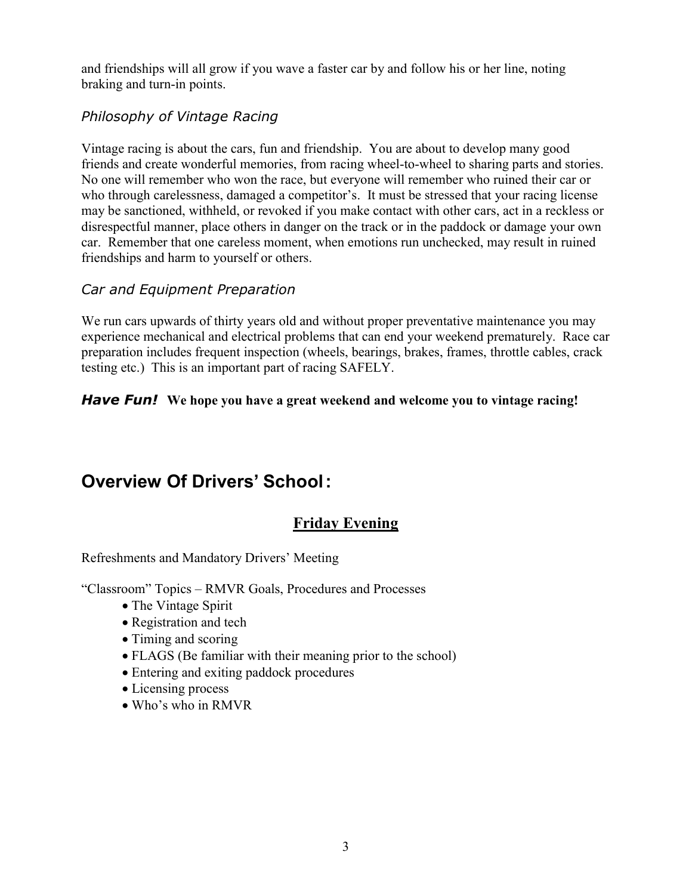and friendships will all grow if you wave a faster car by and follow his or her line, noting braking and turn-in points.

### *Philosophy of Vintage Racing*

Vintage racing is about the cars, fun and friendship. You are about to develop many good friends and create wonderful memories, from racing wheel-to-wheel to sharing parts and stories. No one will remember who won the race, but everyone will remember who ruined their car or who through carelessness, damaged a competitor's. It must be stressed that your racing license may be sanctioned, withheld, or revoked if you make contact with other cars, act in a reckless or disrespectful manner, place others in danger on the track or in the paddock or damage your own car. Remember that one careless moment, when emotions run unchecked, may result in ruined friendships and harm to yourself or others.

### *Car and Equipment Preparation*

We run cars upwards of thirty years old and without proper preventative maintenance you may experience mechanical and electrical problems that can end your weekend prematurely. Race car preparation includes frequent inspection (wheels, bearings, brakes, frames, throttle cables, crack testing etc.) This is an important part of racing SAFELY.

***Have Fun!*** **We hope you have a great weekend and welcome you to vintage racing!**

## Overview Of Drivers' School:

### Friday Evening

Refreshments and Mandatory Drivers' Meeting

"Classroom" Topics – RMVR Goals, Procedures and Processes

- The Vintage Spirit
- Registration and tech
- Timing and scoring
- FLAGS (Be familiar with their meaning prior to the school)
- Entering and exiting paddock procedures
- Licensing process
- Who's who in RMVR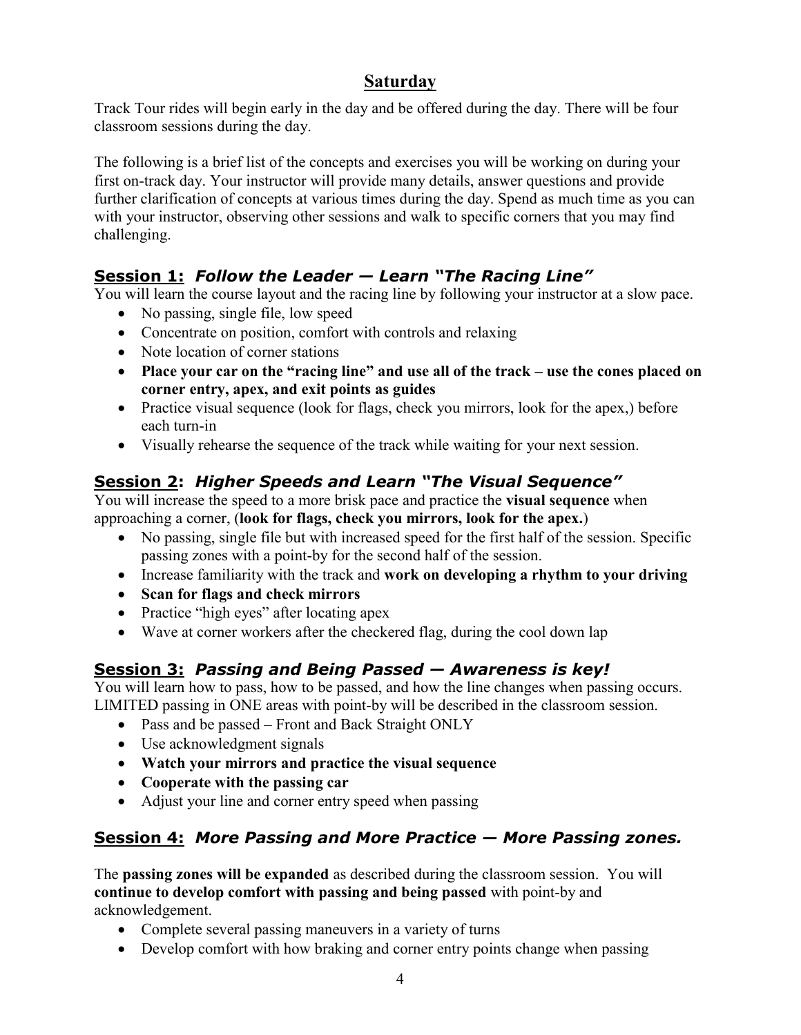## Saturday

Track Tour rides will begin early in the day and be offered during the day. There will be four classroom sessions during the day.

The following is a brief list of the concepts and exercises you will be working on during your first on-track day. Your instructor will provide many details, answer questions and provide further clarification of concepts at various times during the day. Spend as much time as you can with your instructor, observing other sessions and walk to specific corners that you may find challenging.

### Session 1: *Follow the Leader — Learn "The Racing Line"*

You will learn the course layout and the racing line by following your instructor at a slow pace.

- No passing, single file, low speed
- Concentrate on position, comfort with controls and relaxing
- Note location of corner stations
- **Place your car on the "racing line" and use all of the track – use the cones placed on corner entry, apex, and exit points as guides**
- Practice visual sequence (look for flags, check you mirrors, look for the apex,) before each turn-in
- Visually rehearse the sequence of the track while waiting for your next session.

### Session 2: *Higher Speeds and Learn "The Visual Sequence"*

You will increase the speed to a more brisk pace and practice the **visual sequence** when approaching a corner, (**look for flags, check you mirrors, look for the apex.**)

- No passing, single file but with increased speed for the first half of the session. Specific passing zones with a point-by for the second half of the session.
- Increase familiarity with the track and **work on developing a rhythm to your driving**
- **Scan for flags and check mirrors**
- Practice "high eyes" after locating apex
- Wave at corner workers after the checkered flag, during the cool down lap

### Session 3: *Passing and Being Passed — Awareness is key!*

You will learn how to pass, how to be passed, and how the line changes when passing occurs. LIMITED passing in ONE areas with point-by will be described in the classroom session.

- Pass and be passed – Front and Back Straight ONLY
- Use acknowledgment signals
- **Watch your mirrors and practice the visual sequence**
- **Cooperate with the passing car**
- Adjust your line and corner entry speed when passing

### Session 4: *More Passing and More Practice — More Passing zones.*

The **passing zones will be expanded** as described during the classroom session. You will **continue to develop comfort with passing and being passed** with point-by and acknowledgement.

- Complete several passing maneuvers in a variety of turns
- Develop comfort with how braking and corner entry points change when passing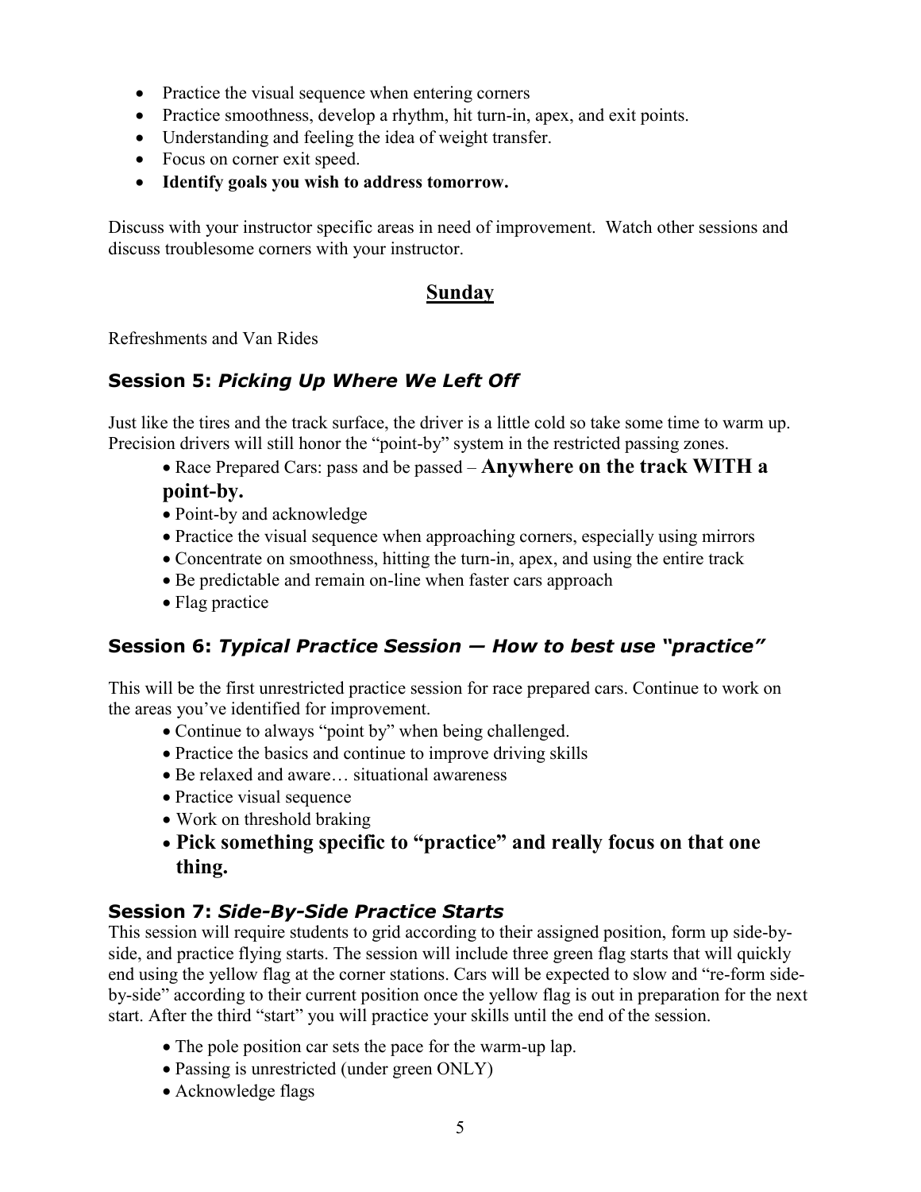- Practice the visual sequence when entering corners
- Practice smoothness, develop a rhythm, hit turn-in, apex, and exit points.
- Understanding and feeling the idea of weight transfer.
- Focus on corner exit speed.
- **Identify goals you wish to address tomorrow.**

Discuss with your instructor specific areas in need of improvement. Watch other sessions and discuss troublesome corners with your instructor.

## Sunday

Refreshments and Van Rides

### Session 5: *Picking Up Where We Left Off*

Just like the tires and the track surface, the driver is a little cold so take some time to warm up. Precision drivers will still honor the "point-by" system in the restricted passing zones.

- Race Prepared Cars: pass and be passed – **Anywhere on the track WITH a point-by.**
- Point-by and acknowledge
- Practice the visual sequence when approaching corners, especially using mirrors
- Concentrate on smoothness, hitting the turn-in, apex, and using the entire track
- Be predictable and remain on-line when faster cars approach
- Flag practice

### Session 6: *Typical Practice Session — How to best use "practice"*

This will be the first unrestricted practice session for race prepared cars. Continue to work on the areas you've identified for improvement.

- Continue to always "point by" when being challenged.
- Practice the basics and continue to improve driving skills
- Be relaxed and aware… situational awareness
- Practice visual sequence
- Work on threshold braking
- **Pick something specific to "practice" and really focus on that one thing.**

### Session 7: *Side-By-Side Practice Starts*

This session will require students to grid according to their assigned position, form up side-by-side, and practice flying starts. The session will include three green flag starts that will quickly end using the yellow flag at the corner stations. Cars will be expected to slow and "re-form side-by-side" according to their current position once the yellow flag is out in preparation for the next start. After the third "start" you will practice your skills until the end of the session.

- The pole position car sets the pace for the warm-up lap.
- Passing is unrestricted (under green ONLY)
- Acknowledge flags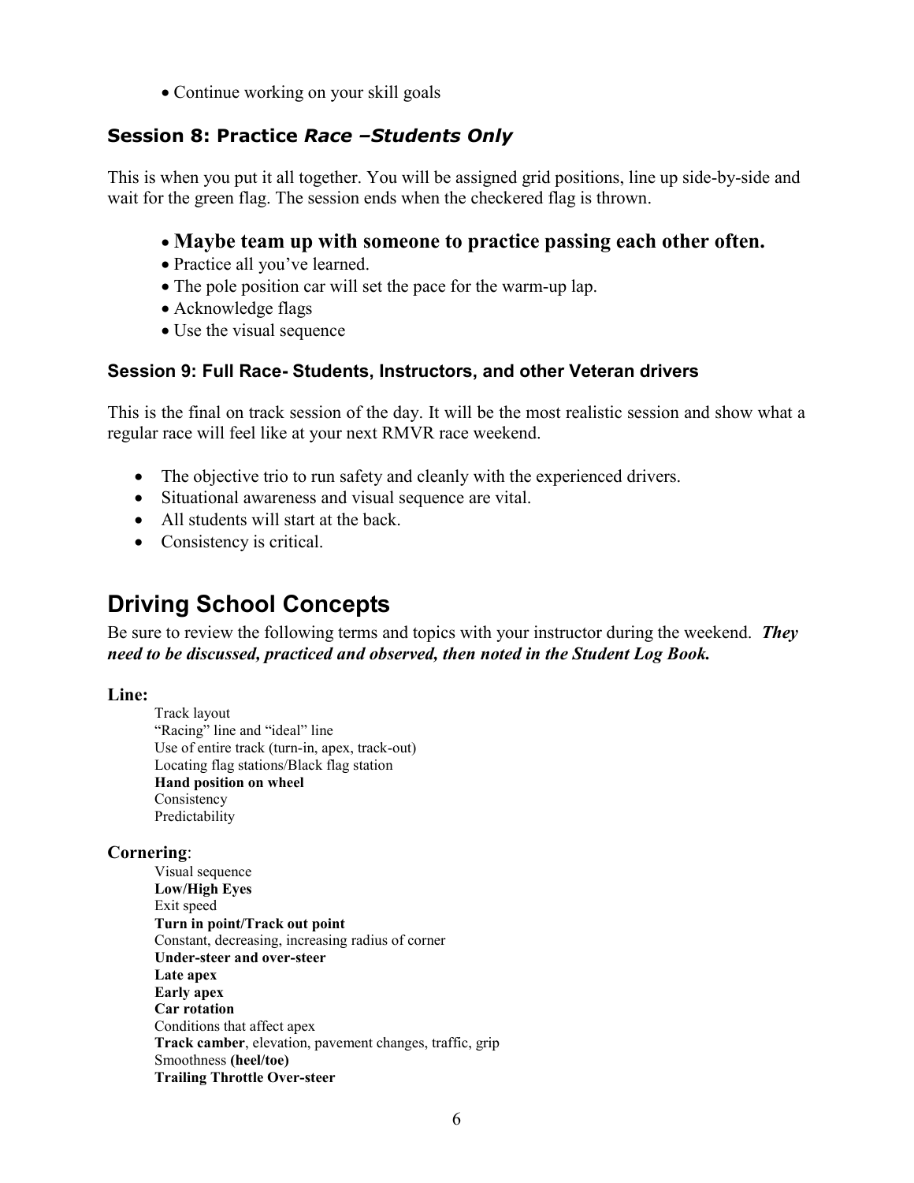- Continue working on your skill goals

### Session 8: Practice *Race –Students Only*

This is when you put it all together. You will be assigned grid positions, line up side-by-side and wait for the green flag. The session ends when the checkered flag is thrown.

- **Maybe team up with someone to practice passing each other often.**
- Practice all you've learned.
- The pole position car will set the pace for the warm-up lap.
- Acknowledge flags
- Use the visual sequence

### Session 9: Full Race- Students, Instructors, and other Veteran drivers

This is the final on track session of the day. It will be the most realistic session and show what a regular race will feel like at your next RMVR race weekend.

- The objective trio to run safety and cleanly with the experienced drivers.
- Situational awareness and visual sequence are vital.
- All students will start at the back.
- Consistency is critical.

## Driving School Concepts

Be sure to review the following terms and topics with your instructor during the weekend. ***They need to be discussed, practiced and observed, then noted in the Student Log Book.***

**Line:**

Track layout
"Racing" line and "ideal" line
Use of entire track (turn-in, apex, track-out)
Locating flag stations/Black flag station
**Hand position on wheel**
Consistency
Predictability

**Cornering**:

Visual sequence
**Low/High Eyes**
Exit speed
**Turn in point/Track out point**
Constant, decreasing, increasing radius of corner
**Under-steer and over-steer**
**Late apex**
**Early apex**
**Car rotation**
Conditions that affect apex
**Track camber**, elevation, pavement changes, traffic, grip
Smoothness **(heel/toe)**
**Trailing Throttle Over-steer**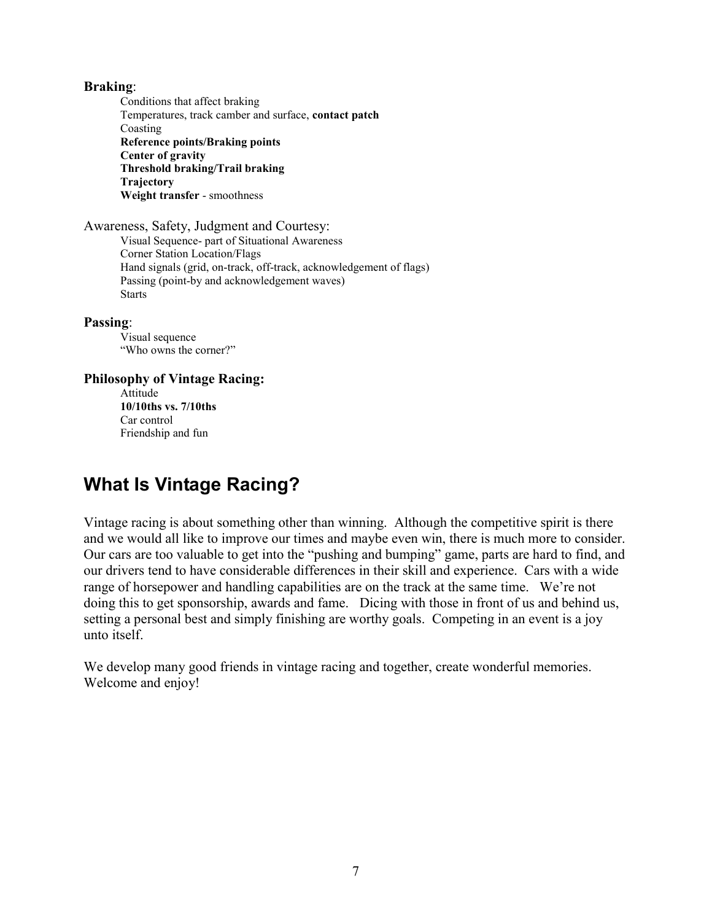**Braking**:

Conditions that affect braking
Temperatures, track camber and surface, **contact patch**
Coasting
**Reference points/Braking points**
**Center of gravity**
**Threshold braking/Trail braking**
**Trajectory**
**Weight transfer** - smoothness

Awareness, Safety, Judgment and Courtesy:

Visual Sequence- part of Situational Awareness
Corner Station Location/Flags
Hand signals (grid, on-track, off-track, acknowledgement of flags)
Passing (point-by and acknowledgement waves)
Starts

**Passing**:

Visual sequence
"Who owns the corner?"

**Philosophy of Vintage Racing:**

Attitude
**10/10ths vs. 7/10ths**
Car control
Friendship and fun

## What Is Vintage Racing?

Vintage racing is about something other than winning. Although the competitive spirit is there and we would all like to improve our times and maybe even win, there is much more to consider. Our cars are too valuable to get into the "pushing and bumping" game, parts are hard to find, and our drivers tend to have considerable differences in their skill and experience. Cars with a wide range of horsepower and handling capabilities are on the track at the same time. We're not doing this to get sponsorship, awards and fame. Dicing with those in front of us and behind us, setting a personal best and simply finishing are worthy goals. Competing in an event is a joy unto itself.

We develop many good friends in vintage racing and together, create wonderful memories. Welcome and enjoy!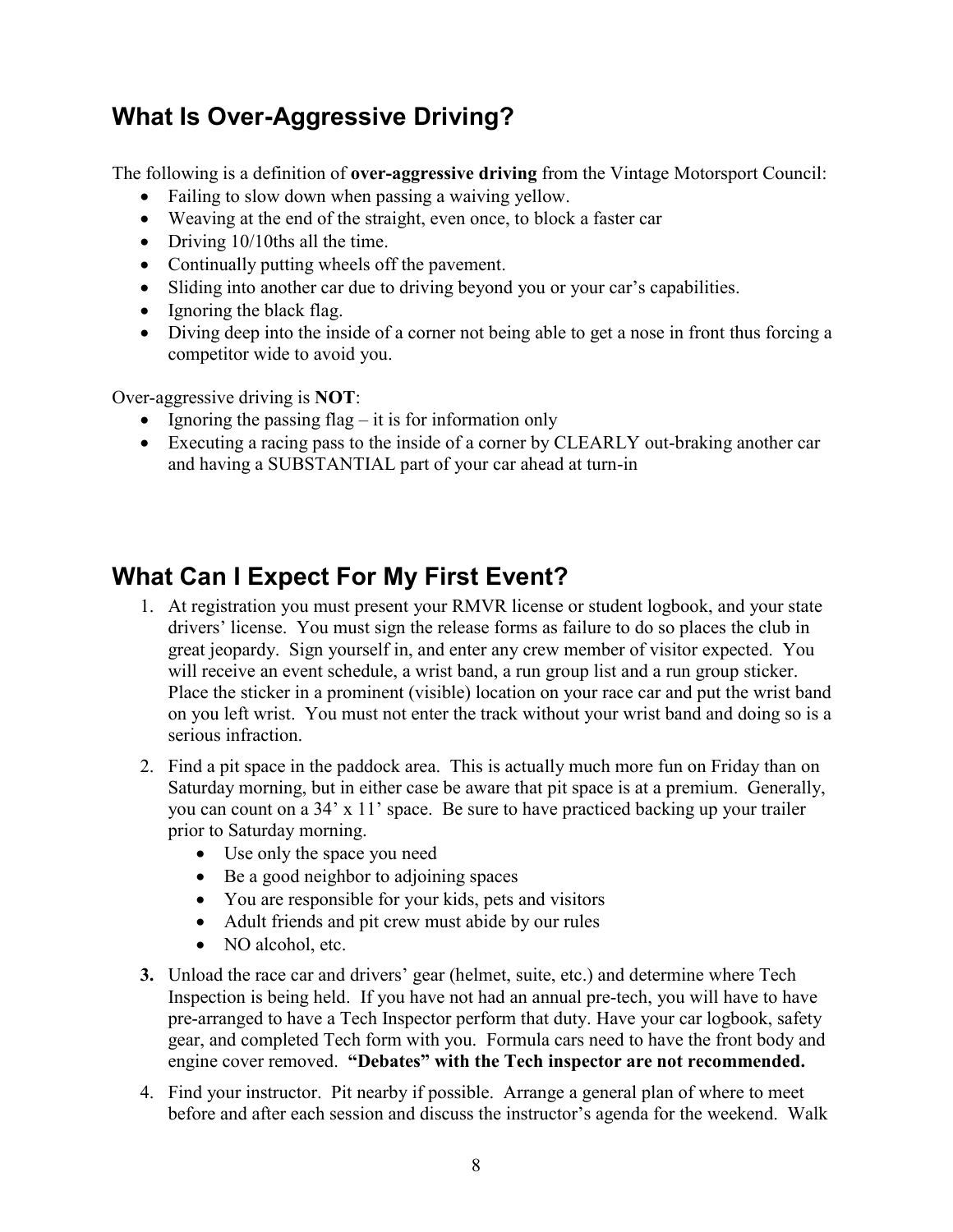## What Is Over-Aggressive Driving?

The following is a definition of **over-aggressive driving** from the Vintage Motorsport Council:

- Failing to slow down when passing a waiving yellow.
- Weaving at the end of the straight, even once, to block a faster car
- Driving 10/10ths all the time.
- Continually putting wheels off the pavement.
- Sliding into another car due to driving beyond you or your car's capabilities.
- Ignoring the black flag.
- Diving deep into the inside of a corner not being able to get a nose in front thus forcing a competitor wide to avoid you.

Over-aggressive driving is **NOT**:

- Ignoring the passing flag – it is for information only
- Executing a racing pass to the inside of a corner by CLEARLY out-braking another car and having a SUBSTANTIAL part of your car ahead at turn-in

## What Can I Expect For My First Event?

1. At registration you must present your RMVR license or student logbook, and your state drivers' license. You must sign the release forms as failure to do so places the club in great jeopardy. Sign yourself in, and enter any crew member of visitor expected. You will receive an event schedule, a wrist band, a run group list and a run group sticker. Place the sticker in a prominent (visible) location on your race car and put the wrist band on you left wrist. You must not enter the track without your wrist band and doing so is a serious infraction.
2. Find a pit space in the paddock area. This is actually much more fun on Friday than on Saturday morning, but in either case be aware that pit space is at a premium. Generally, you can count on a 34' x 11' space. Be sure to have practiced backing up your trailer prior to Saturday morning.
   - Use only the space you need
   - Be a good neighbor to adjoining spaces
   - You are responsible for your kids, pets and visitors
   - Adult friends and pit crew must abide by our rules
   - NO alcohol, etc.
3. Unload the race car and drivers' gear (helmet, suite, etc.) and determine where Tech Inspection is being held. If you have not had an annual pre-tech, you will have to have pre-arranged to have a Tech Inspector perform that duty. Have your car logbook, safety gear, and completed Tech form with you. Formula cars need to have the front body and engine cover removed. **"Debates" with the Tech inspector are not recommended.**
4. Find your instructor. Pit nearby if possible. Arrange a general plan of where to meet before and after each session and discuss the instructor's agenda for the weekend. Walk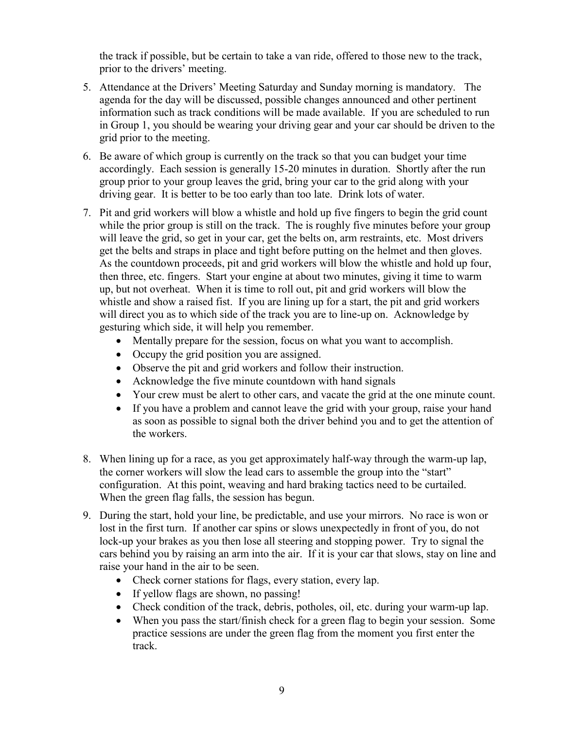the track if possible, but be certain to take a van ride, offered to those new to the track, prior to the drivers' meeting.

5. Attendance at the Drivers' Meeting Saturday and Sunday morning is mandatory. The agenda for the day will be discussed, possible changes announced and other pertinent information such as track conditions will be made available. If you are scheduled to run in Group 1, you should be wearing your driving gear and your car should be driven to the grid prior to the meeting.
6. Be aware of which group is currently on the track so that you can budget your time accordingly. Each session is generally 15-20 minutes in duration. Shortly after the run group prior to your group leaves the grid, bring your car to the grid along with your driving gear. It is better to be too early than too late. Drink lots of water.
7. Pit and grid workers will blow a whistle and hold up five fingers to begin the grid count while the prior group is still on the track. The is roughly five minutes before your group will leave the grid, so get in your car, get the belts on, arm restraints, etc. Most drivers get the belts and straps in place and tight before putting on the helmet and then gloves. As the countdown proceeds, pit and grid workers will blow the whistle and hold up four, then three, etc. fingers. Start your engine at about two minutes, giving it time to warm up, but not overheat. When it is time to roll out, pit and grid workers will blow the whistle and show a raised fist. If you are lining up for a start, the pit and grid workers will direct you as to which side of the track you are to line-up on. Acknowledge by gesturing which side, it will help you remember.
   - Mentally prepare for the session, focus on what you want to accomplish.
   - Occupy the grid position you are assigned.
   - Observe the pit and grid workers and follow their instruction.
   - Acknowledge the five minute countdown with hand signals
   - Your crew must be alert to other cars, and vacate the grid at the one minute count.
   - If you have a problem and cannot leave the grid with your group, raise your hand as soon as possible to signal both the driver behind you and to get the attention of the workers.

8. When lining up for a race, as you get approximately half-way through the warm-up lap, the corner workers will slow the lead cars to assemble the group into the "start" configuration. At this point, weaving and hard braking tactics need to be curtailed. When the green flag falls, the session has begun.
9. During the start, hold your line, be predictable, and use your mirrors. No race is won or lost in the first turn. If another car spins or slows unexpectedly in front of you, do not lock-up your brakes as you then lose all steering and stopping power. Try to signal the cars behind you by raising an arm into the air. If it is your car that slows, stay on line and raise your hand in the air to be seen.
   - Check corner stations for flags, every station, every lap.
   - If yellow flags are shown, no passing!
   - Check condition of the track, debris, potholes, oil, etc. during your warm-up lap.
   - When you pass the start/finish check for a green flag to begin your session. Some practice sessions are under the green flag from the moment you first enter the track.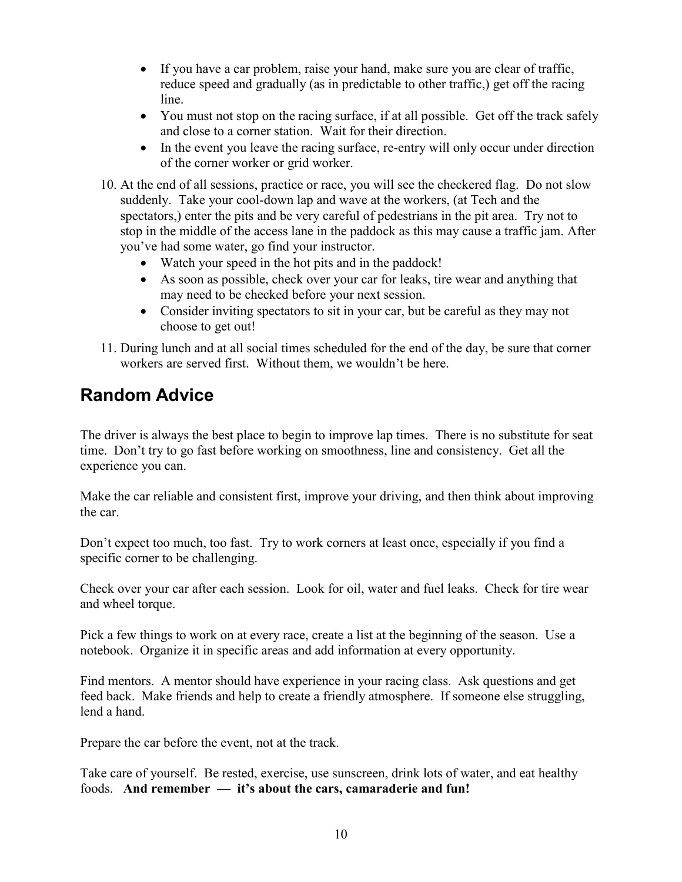- If you have a car problem, raise your hand, make sure you are clear of traffic, reduce speed and gradually (as in predictable to other traffic,) get off the racing line.
- You must not stop on the racing surface, if at all possible. Get off the track safely and close to a corner station. Wait for their direction.
- In the event you leave the racing surface, re-entry will only occur under direction of the corner worker or grid worker.

10. At the end of all sessions, practice or race, you will see the checkered flag. Do not slow suddenly. Take your cool-down lap and wave at the workers, (at Tech and the spectators,) enter the pits and be very careful of pedestrians in the pit area. Try not to stop in the middle of the access lane in the paddock as this may cause a traffic jam. After you've had some water, go find your instructor.
    - Watch your speed in the hot pits and in the paddock!
    - As soon as possible, check over your car for leaks, tire wear and anything that may need to be checked before your next session.
    - Consider inviting spectators to sit in your car, but be careful as they may not choose to get out!
11. During lunch and at all social times scheduled for the end of the day, be sure that corner workers are served first. Without them, we wouldn't be here.

## Random Advice

The driver is always the best place to begin to improve lap times. There is no substitute for seat time. Don't try to go fast before working on smoothness, line and consistency. Get all the experience you can.

Make the car reliable and consistent first, improve your driving, and then think about improving the car.

Don't expect too much, too fast. Try to work corners at least once, especially if you find a specific corner to be challenging.

Check over your car after each session. Look for oil, water and fuel leaks. Check for tire wear and wheel torque.

Pick a few things to work on at every race, create a list at the beginning of the season. Use a notebook. Organize it in specific areas and add information at every opportunity.

Find mentors. A mentor should have experience in your racing class. Ask questions and get feed back. Make friends and help to create a friendly atmosphere. If someone else struggling, lend a hand.

Prepare the car before the event, not at the track.

Take care of yourself. Be rested, exercise, use sunscreen, drink lots of water, and eat healthy foods. **And remember — it's about the cars, camaraderie and fun!**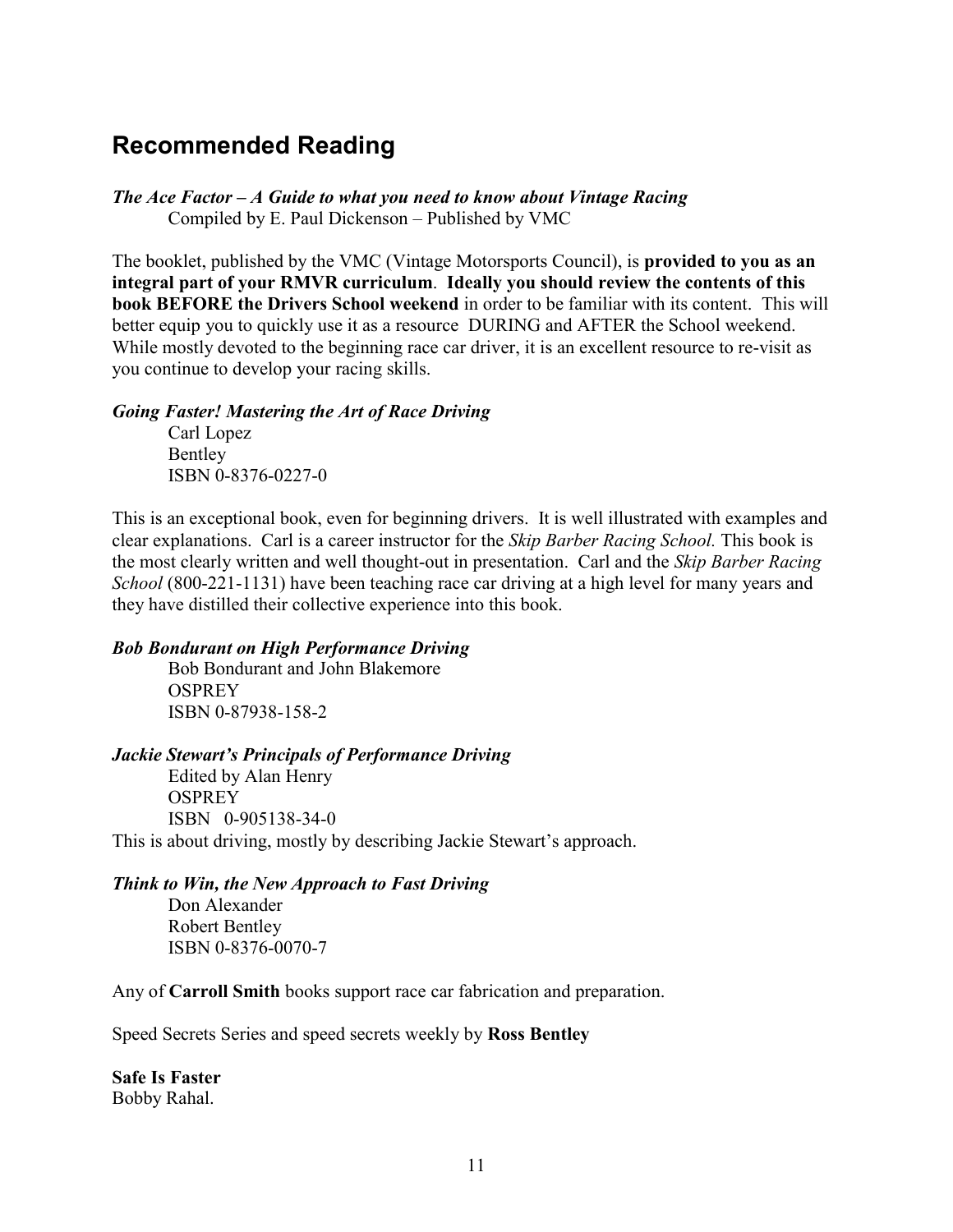## Recommended Reading

***The Ace Factor – A Guide to what you need to know about Vintage Racing***
Compiled by E. Paul Dickenson – Published by VMC

The booklet, published by the VMC (Vintage Motorsports Council), is **provided to you as an integral part of your RMVR curriculum**. **Ideally you should review the contents of this book BEFORE the Drivers School weekend** in order to be familiar with its content. This will better equip you to quickly use it as a resource DURING and AFTER the School weekend. While mostly devoted to the beginning race car driver, it is an excellent resource to re-visit as you continue to develop your racing skills.

***Going Faster! Mastering the Art of Race Driving***
Carl Lopez
Bentley
ISBN 0-8376-0227-0

This is an exceptional book, even for beginning drivers. It is well illustrated with examples and clear explanations. Carl is a career instructor for the *Skip Barber Racing School.* This book is the most clearly written and well thought-out in presentation. Carl and the *Skip Barber Racing School* (800-221-1131) have been teaching race car driving at a high level for many years and they have distilled their collective experience into this book.

***Bob Bondurant on High Performance Driving***
Bob Bondurant and John Blakemore
OSPREY
ISBN 0-87938-158-2

***Jackie Stewart's Principals of Performance Driving***
Edited by Alan Henry
OSPREY
ISBN 0-905138-34-0
This is about driving, mostly by describing Jackie Stewart's approach.

***Think to Win, the New Approach to Fast Driving***
Don Alexander
Robert Bentley
ISBN 0-8376-0070-7

Any of **Carroll Smith** books support race car fabrication and preparation.

Speed Secrets Series and speed secrets weekly by **Ross Bentley**

**Safe Is Faster**
Bobby Rahal.